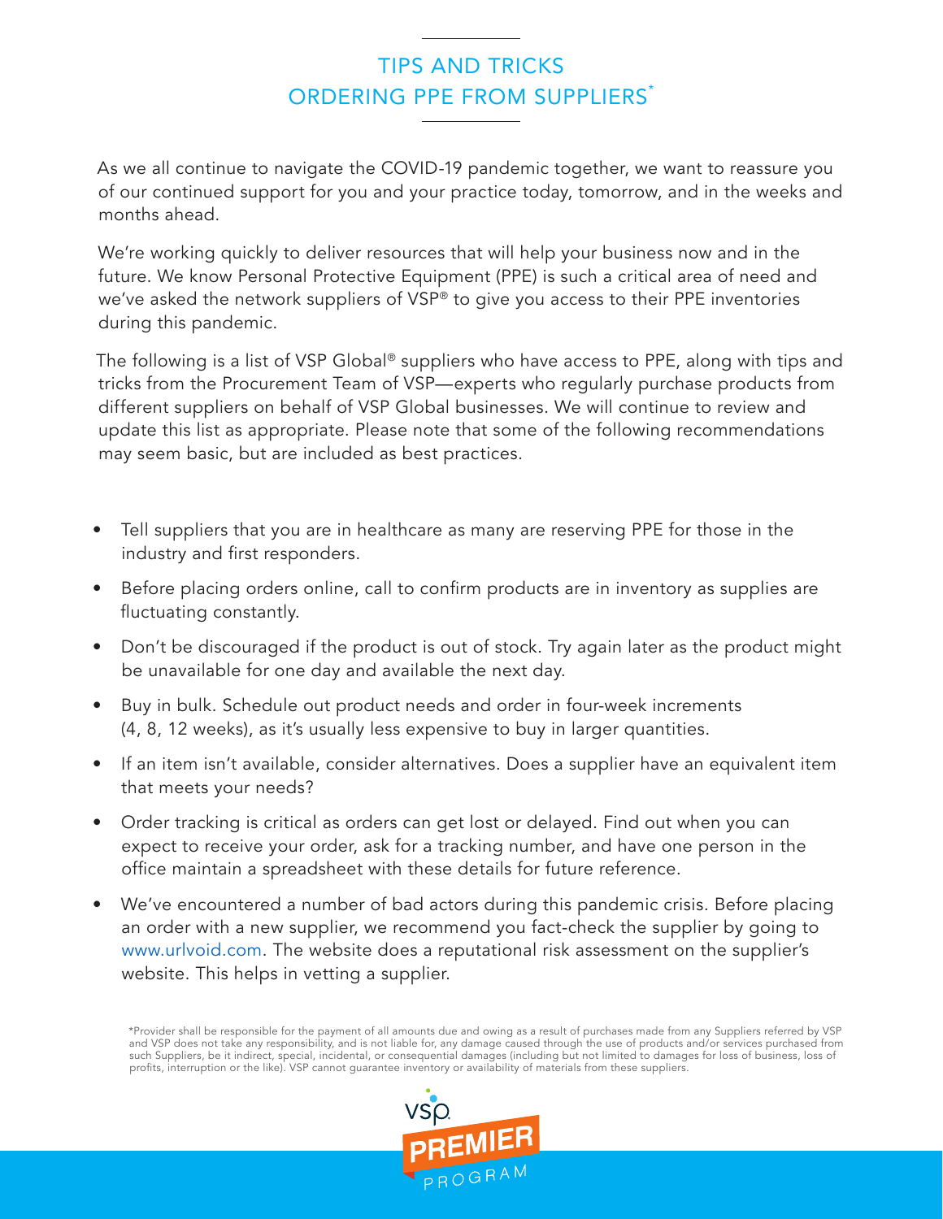# TIPS AND TRICKS ORDERING PPE FROM SUPPLIERS*

As we all continue to navigate the COVID-19 pandemic together, we want to reassure you of our continued support for you and your practice today, tomorrow, and in the weeks and months ahead.

We're working quickly to deliver resources that will help your business now and in the future. We know Personal Protective Equipment (PPE) is such a critical area of need and we've asked the network suppliers of VSP® to give you access to their PPE inventories during this pandemic.

The following is a list of VSP Global® suppliers who have access to PPE, along with tips and tricks from the Procurement Team of VSP—experts who regularly purchase products from different suppliers on behalf of VSP Global businesses. We will continue to review and update this list as appropriate. Please note that some of the following recommendations may seem basic, but are included as best practices.

- Tell suppliers that you are in healthcare as many are reserving PPE for those in the industry and first responders.
- Before placing orders online, call to confirm products are in inventory as supplies are fluctuating constantly.
- Don't be discouraged if the product is out of stock. Try again later as the product might be unavailable for one day and available the next day.
- Buy in bulk. Schedule out product needs and order in four-week increments (4, 8, 12 weeks), as it's usually less expensive to buy in larger quantities.
- If an item isn't available, consider alternatives. Does a supplier have an equivalent item that meets your needs?
- Order tracking is critical as orders can get lost or delayed. Find out when you can expect to receive your order, ask for a tracking number, and have one person in the office maintain a spreadsheet with these details for future reference.
- We've encountered a number of bad actors during this pandemic crisis. Before placing an order with a new supplier, we recommend you fact-check the supplier by going to www.urlvoid.com. The website does a reputational risk assessment on the supplier's website. This helps in vetting a supplier.

*Provider shall be responsible for the payment of all amounts due and owing as a result of purchases made from any Suppliers referred by VSP and VSP does not take any responsibility, and is not liable for, any damage caused through the use of products and/or services purchased from such Suppliers, be it indirect, special, incidental, or consequential damages (including but not limited to damages for loss of business, loss of profits, interruption or the like). VSP cannot guarantee inventory or availability of materials from these suppliers.

VSP PREMIER PROGRAM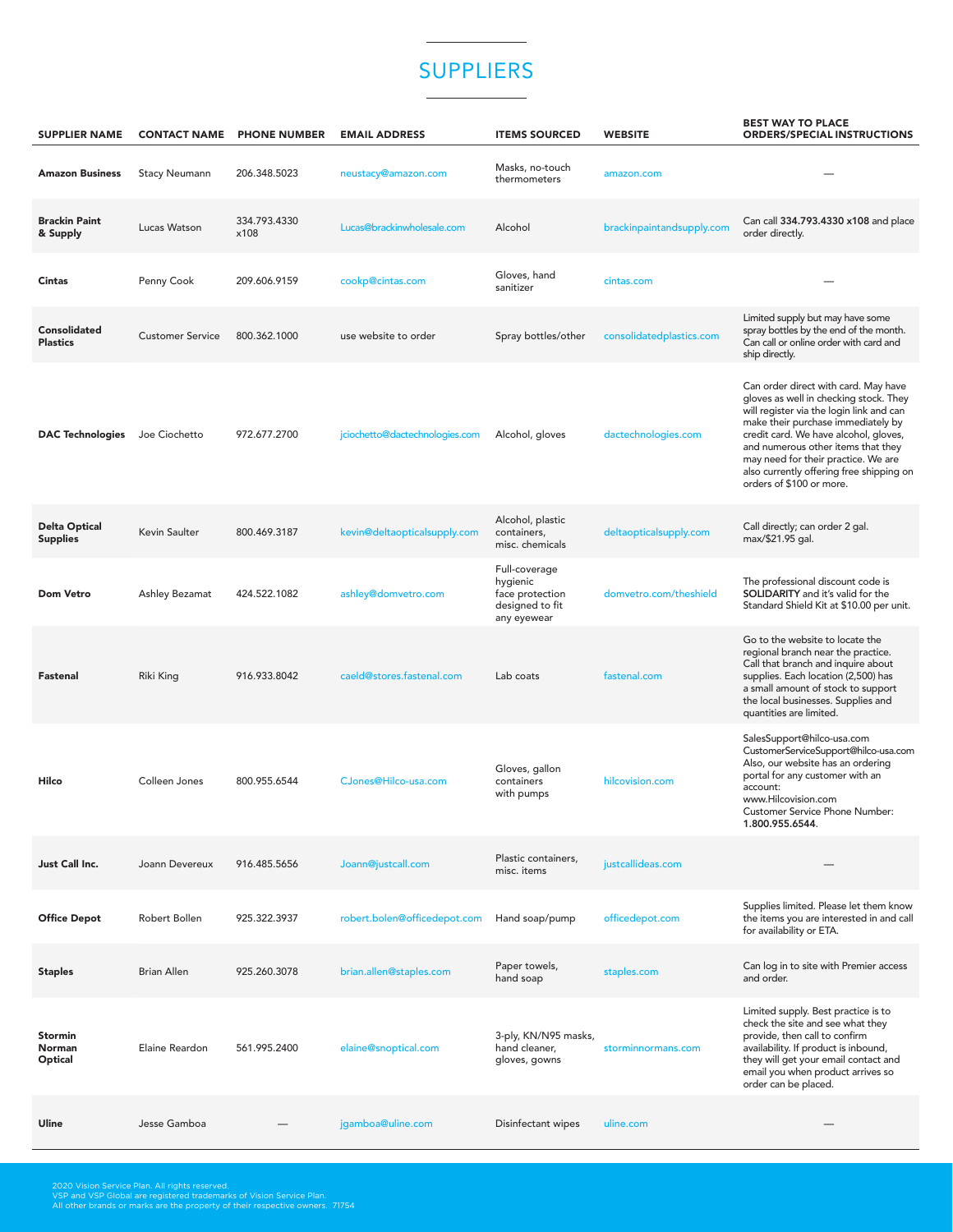# SUPPLIERS

| SUPPLIER NAME | CONTACT NAME | PHONE NUMBER | EMAIL ADDRESS | ITEMS SOURCED | WEBSITE | BEST WAY TO PLACE ORDERS/SPECIAL INSTRUCTIONS |
|---|---|---|---|---|---|---|
| **Amazon Business** | Stacy Neumann | 206.348.5023 | neustacy@amazon.com | Masks, no-touch thermometers | amazon.com | — |
| **Brackin Paint & Supply** | Lucas Watson | 334.793.4330 x108 | Lucas@brackinwholesale.com | Alcohol | brackinpaintandsupply.com | Can call **334.793.4330 x108** and place order directly. |
| **Cintas** | Penny Cook | 209.606.9159 | cookp@cintas.com | Gloves, hand sanitizer | cintas.com | — |
| **Consolidated Plastics** | Customer Service | 800.362.1000 | use website to order | Spray bottles/other | consolidatedplastics.com | Limited supply but may have some spray bottles by the end of the month. Can call or online order with card and ship directly. |
| **DAC Technologies** | Joe Ciochetto | 972.677.2700 | jciochetto@dactechnologies.com | Alcohol, gloves | dactechnologies.com | Can order direct with card. May have gloves as well in checking stock. They will register via the login link and can make their purchase immediately by credit card. We have alcohol, gloves, and numerous other items that they may need for their practice. We are also currently offering free shipping on orders of $100 or more. |
| **Delta Optical Supplies** | Kevin Saulter | 800.469.3187 | kevin@deltaopticalsupply.com | Alcohol, plastic containers, misc. chemicals | deltaopticalsupply.com | Call directly; can order 2 gal. max/$21.95 gal. |
| **Dom Vetro** | Ashley Bezamat | 424.522.1082 | ashley@domvetro.com | Full-coverage hygienic face protection designed to fit any eyewear | domvetro.com/theshield | The professional discount code is **SOLIDARITY** and it's valid for the Standard Shield Kit at $10.00 per unit. |
| **Fastenal** | Riki King | 916.933.8042 | caeld@stores.fastenal.com | Lab coats | fastenal.com | Go to the website to locate the regional branch near the practice. Call that branch and inquire about supplies. Each location (2,500) has a small amount of stock to support the local businesses. Supplies and quantities are limited. |
| **Hilco** | Colleen Jones | 800.955.6544 | CJones@Hilco-usa.com | Gloves, gallon containers with pumps | hilcovision.com | SalesSupport@hilco-usa.com CustomerServiceSupport@hilco-usa.com Also, our website has an ordering portal for any customer with an account: www.Hilcovision.com Customer Service Phone Number: **1.800.955.6544**. |
| **Just Call Inc.** | Joann Devereux | 916.485.5656 | Joann@justcall.com | Plastic containers, misc. items | justcallideas.com | — |
| **Office Depot** | Robert Bollen | 925.322.3937 | robert.bolen@officedepot.com | Hand soap/pump | officedepot.com | Supplies limited. Please let them know the items you are interested in and call for availability or ETA. |
| **Staples** | Brian Allen | 925.260.3078 | brian.allen@staples.com | Paper towels, hand soap | staples.com | Can log in to site with Premier access and order. |
| **Stormin Norman Optical** | Elaine Reardon | 561.995.2400 | elaine@snoptical.com | 3-ply, KN/N95 masks, hand cleaner, gloves, gowns | storminnormans.com | Limited supply. Best practice is to check the site and see what they provide, then call to confirm availability. If product is inbound, they will get your email contact and email you when product arrives so order can be placed. |
| **Uline** | Jesse Gamboa | — | jgamboa@uline.com | Disinfectant wipes | uline.com | — |

2020 Vision Service Plan. All rights reserved.
VSP and VSP Global are registered trademarks of Vision Service Plan.
All other brands or marks are the property of their respective owners. 71754